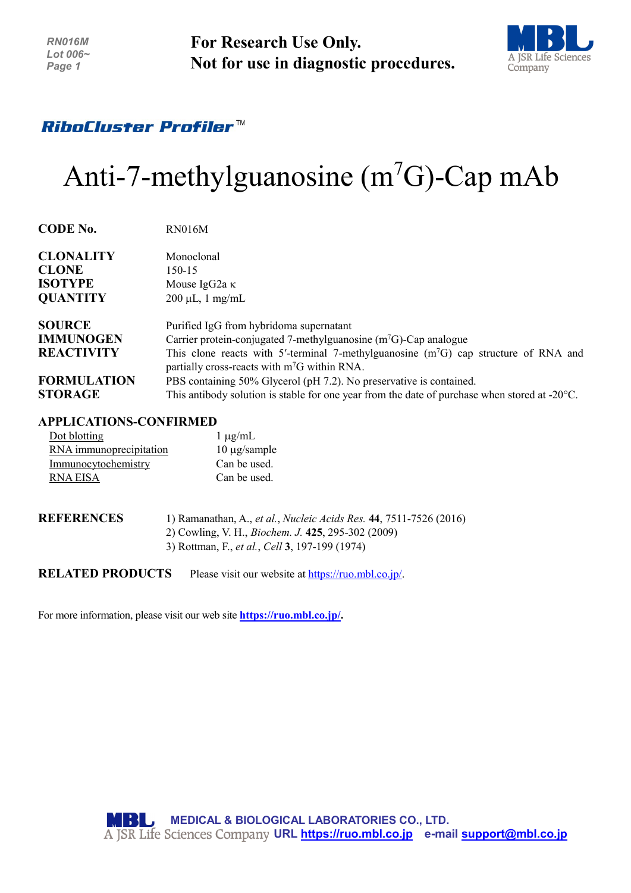**For Research Use Only.**
**Not for use in diagnostic procedures.**

*RiboCluster Profiler*™

# Anti-7-methylguanosine ($m^7G$)-Cap mAb

| | |
|---|---|
| **CODE No.** | RN016M |
| **CLONALITY** | Monoclonal |
| **CLONE** | 150-15 |
| **ISOTYPE** | Mouse IgG2a κ |
| **QUANTITY** | 200 µL, 1 mg/mL |
| **SOURCE** | Purified IgG from hybridoma supernatant |
| **IMMUNOGEN** | Carrier protein-conjugated 7-methylguanosine ($m^7G$)-Cap analogue |
| **REACTIVITY** | This clone reacts with 5′-terminal 7-methylguanosine ($m^7G$) cap structure of RNA and partially cross-reacts with $m^7G$ within RNA. |
| **FORMULATION** | PBS containing 50% Glycerol (pH 7.2). No preservative is contained. |
| **STORAGE** | This antibody solution is stable for one year from the date of purchase when stored at -20°C. |

## APPLICATIONS-CONFIRMED

| | |
|---|---|
| Dot blotting | 1 µg/mL |
| RNA immunoprecipitation | 10 µg/sample |
| Immunocytochemistry | Can be used. |
| RNA EISA | Can be used. |

**REFERENCES**

1) Ramanathan, A., *et al.*, *Nucleic Acids Res.* **44**, 7511-7526 (2016)
2) Cowling, V. H., *Biochem. J.* **425**, 295-302 (2009)
3) Rottman, F., *et al.*, *Cell* **3**, 197-199 (1974)

**RELATED PRODUCTS** Please visit our website at https://ruo.mbl.co.jp/.

For more information, please visit our web site **https://ruo.mbl.co.jp/.**

**MEDICAL & BIOLOGICAL LABORATORIES CO., LTD.**
A JSR Life Sciences Company URL https://ruo.mbl.co.jp e-mail support@mbl.co.jp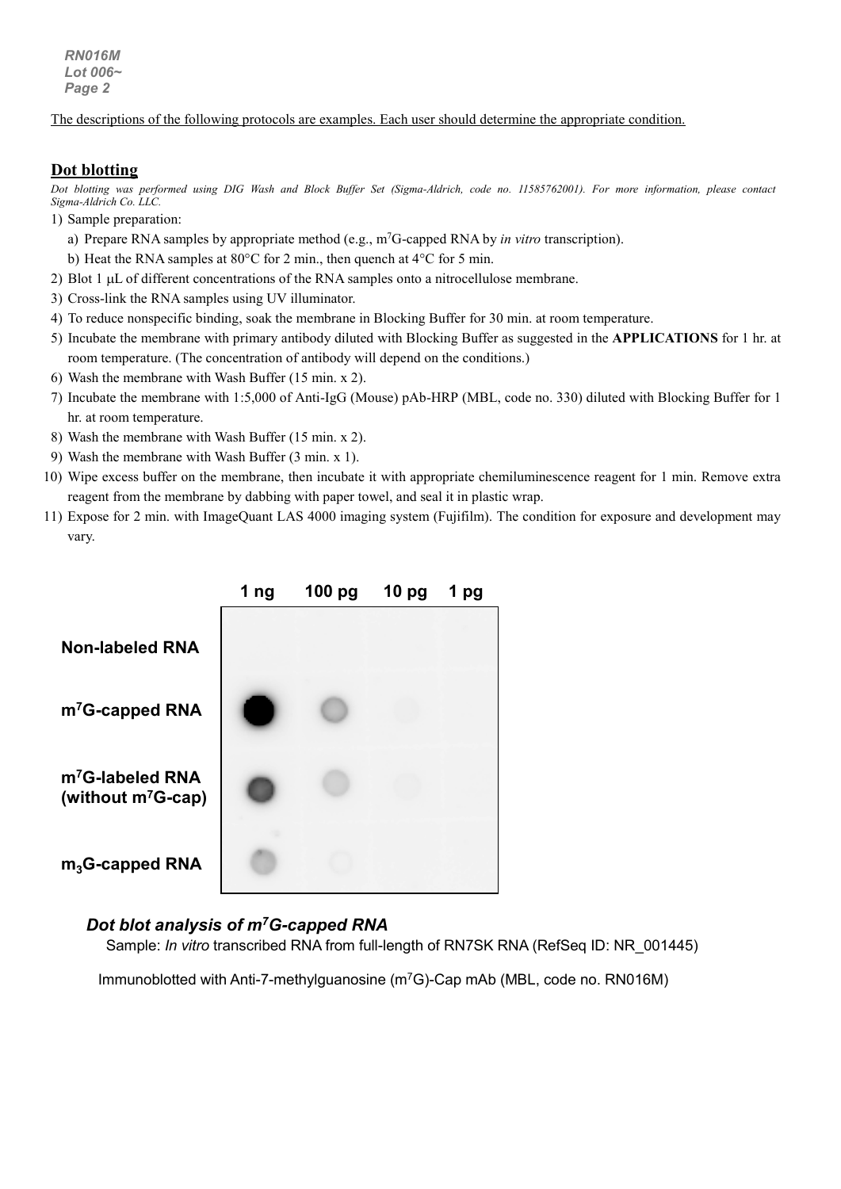The descriptions of the following protocols are examples. Each user should determine the appropriate condition.

## Dot blotting

*Dot blotting was performed using DIG Wash and Block Buffer Set (Sigma-Aldrich, code no. 11585762001). For more information, please contact Sigma-Aldrich Co. LLC.*

1) Sample preparation:
   a) Prepare RNA samples by appropriate method (e.g., $m^7$G-capped RNA by *in vitro* transcription).
   b) Heat the RNA samples at 80°C for 2 min., then quench at 4°C for 5 min.
2) Blot 1 μL of different concentrations of the RNA samples onto a nitrocellulose membrane.
3) Cross-link the RNA samples using UV illuminator.
4) To reduce nonspecific binding, soak the membrane in Blocking Buffer for 30 min. at room temperature.
5) Incubate the membrane with primary antibody diluted with Blocking Buffer as suggested in the **APPLICATIONS** for 1 hr. at room temperature. (The concentration of antibody will depend on the conditions.)
6) Wash the membrane with Wash Buffer (15 min. x 2).
7) Incubate the membrane with 1:5,000 of Anti-IgG (Mouse) pAb-HRP (MBL, code no. 330) diluted with Blocking Buffer for 1 hr. at room temperature.
8) Wash the membrane with Wash Buffer (15 min. x 2).
9) Wash the membrane with Wash Buffer (3 min. x 1).
10) Wipe excess buffer on the membrane, then incubate it with appropriate chemiluminescence reagent for 1 min. Remove extra reagent from the membrane by dabbing with paper towel, and seal it in plastic wrap.
11) Expose for 2 min. with ImageQuant LAS 4000 imaging system (Fujifilm). The condition for exposure and development may vary.

1 ng 100 pg 10 pg 1 pg

Non-labeled RNA

$m^7$G-capped RNA

$m^7$G-labeled RNA (without $m^7$G-cap)

$m_3$G-capped RNA

***Dot blot analysis of $m^7$G-capped RNA***

Sample: *In vitro* transcribed RNA from full-length of RN7SK RNA (RefSeq ID: NR_001445)

Immunoblotted with Anti-7-methylguanosine ($m^7$G)-Cap mAb (MBL, code no. RN016M)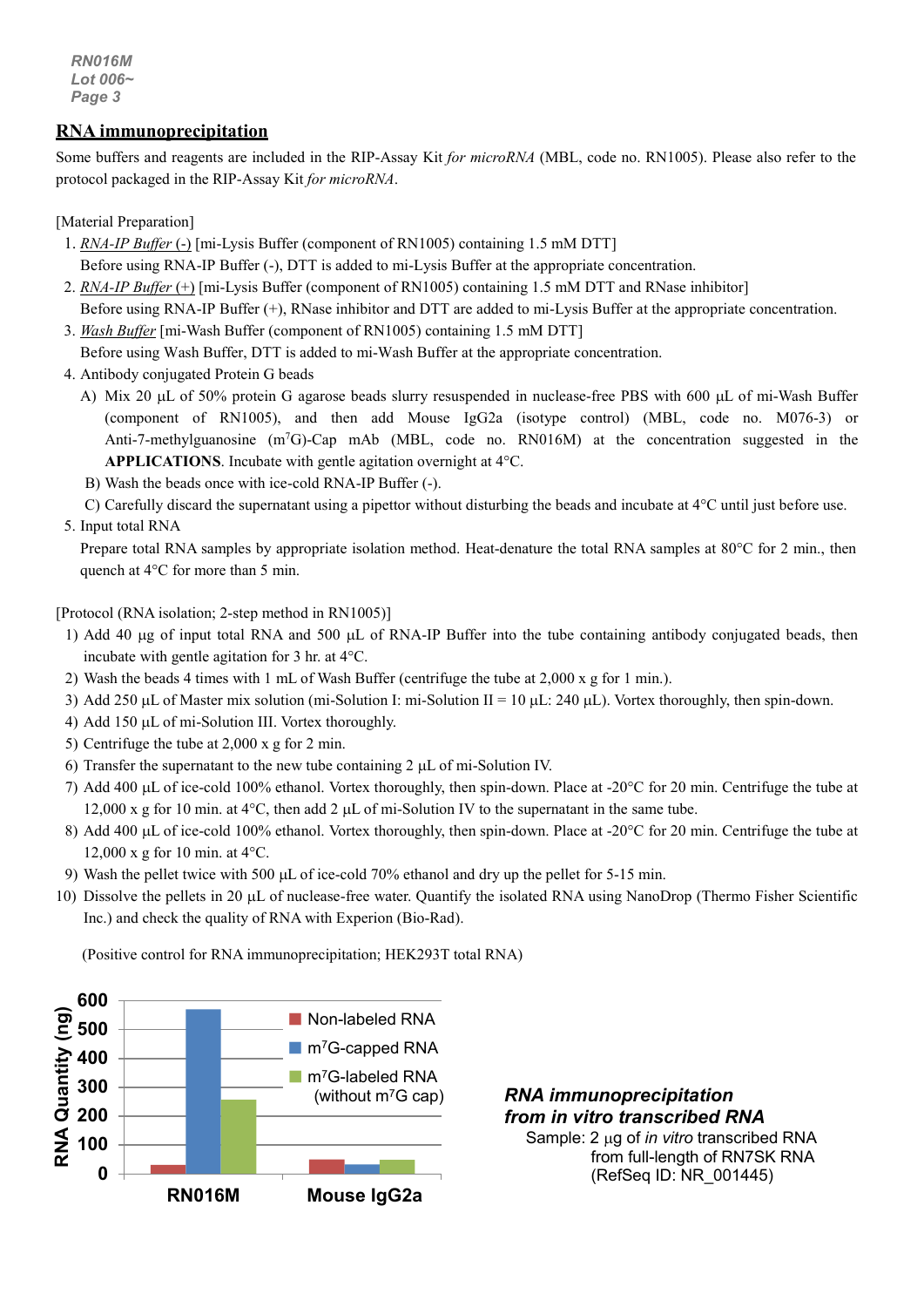## RNA immunoprecipitation

Some buffers and reagents are included in the RIP-Assay Kit *for microRNA* (MBL, code no. RN1005). Please also refer to the protocol packaged in the RIP-Assay Kit *for microRNA*.

[Material Preparation]

1. *RNA-IP Buffer (-)* [mi-Lysis Buffer (component of RN1005) containing 1.5 mM DTT]
   Before using RNA-IP Buffer (-), DTT is added to mi-Lysis Buffer at the appropriate concentration.
2. *RNA-IP Buffer (+)* [mi-Lysis Buffer (component of RN1005) containing 1.5 mM DTT and RNase inhibitor]
   Before using RNA-IP Buffer (+), RNase inhibitor and DTT are added to mi-Lysis Buffer at the appropriate concentration.
3. *Wash Buffer* [mi-Wash Buffer (component of RN1005) containing 1.5 mM DTT]
   Before using Wash Buffer, DTT is added to mi-Wash Buffer at the appropriate concentration.
4. Antibody conjugated Protein G beads
   A) Mix 20 µL of 50% protein G agarose beads slurry resuspended in nuclease-free PBS with 600 µL of mi-Wash Buffer (component of RN1005), and then add Mouse IgG2a (isotype control) (MBL, code no. M076-3) or Anti-7-methylguanosine ($m^7G$)-Cap mAb (MBL, code no. RN016M) at the concentration suggested in the **APPLICATIONS**. Incubate with gentle agitation overnight at 4°C.
   B) Wash the beads once with ice-cold RNA-IP Buffer (-).
   C) Carefully discard the supernatant using a pipettor without disturbing the beads and incubate at 4°C until just before use.
5. Input total RNA
   Prepare total RNA samples by appropriate isolation method. Heat-denature the total RNA samples at 80°C for 2 min., then quench at 4°C for more than 5 min.

[Protocol (RNA isolation; 2-step method in RN1005)]

1) Add 40 µg of input total RNA and 500 µL of RNA-IP Buffer into the tube containing antibody conjugated beads, then incubate with gentle agitation for 3 hr. at 4°C.
2) Wash the beads 4 times with 1 mL of Wash Buffer (centrifuge the tube at 2,000 x g for 1 min.).
3) Add 250 µL of Master mix solution (mi-Solution I: mi-Solution II = 10 µL: 240 µL). Vortex thoroughly, then spin-down.
4) Add 150 µL of mi-Solution III. Vortex thoroughly.
5) Centrifuge the tube at 2,000 x g for 2 min.
6) Transfer the supernatant to the new tube containing 2 µL of mi-Solution IV.
7) Add 400 µL of ice-cold 100% ethanol. Vortex thoroughly, then spin-down. Place at -20°C for 20 min. Centrifuge the tube at 12,000 x g for 10 min. at 4°C, then add 2 µL of mi-Solution IV to the supernatant in the same tube.
8) Add 400 µL of ice-cold 100% ethanol. Vortex thoroughly, then spin-down. Place at -20°C for 20 min. Centrifuge the tube at 12,000 x g for 10 min. at 4°C.
9) Wash the pellet twice with 500 µL of ice-cold 70% ethanol and dry up the pellet for 5-15 min.
10) Dissolve the pellets in 20 µL of nuclease-free water. Quantify the isolated RNA using NanoDrop (Thermo Fisher Scientific Inc.) and check the quality of RNA with Experion (Bio-Rad).

(Positive control for RNA immunoprecipitation; HEK293T total RNA)

***RNA immunoprecipitation from in vitro transcribed RNA***

Sample: 2 µg of *in vitro* transcribed RNA from full-length of RN7SK RNA (RefSeq ID: NR_001445)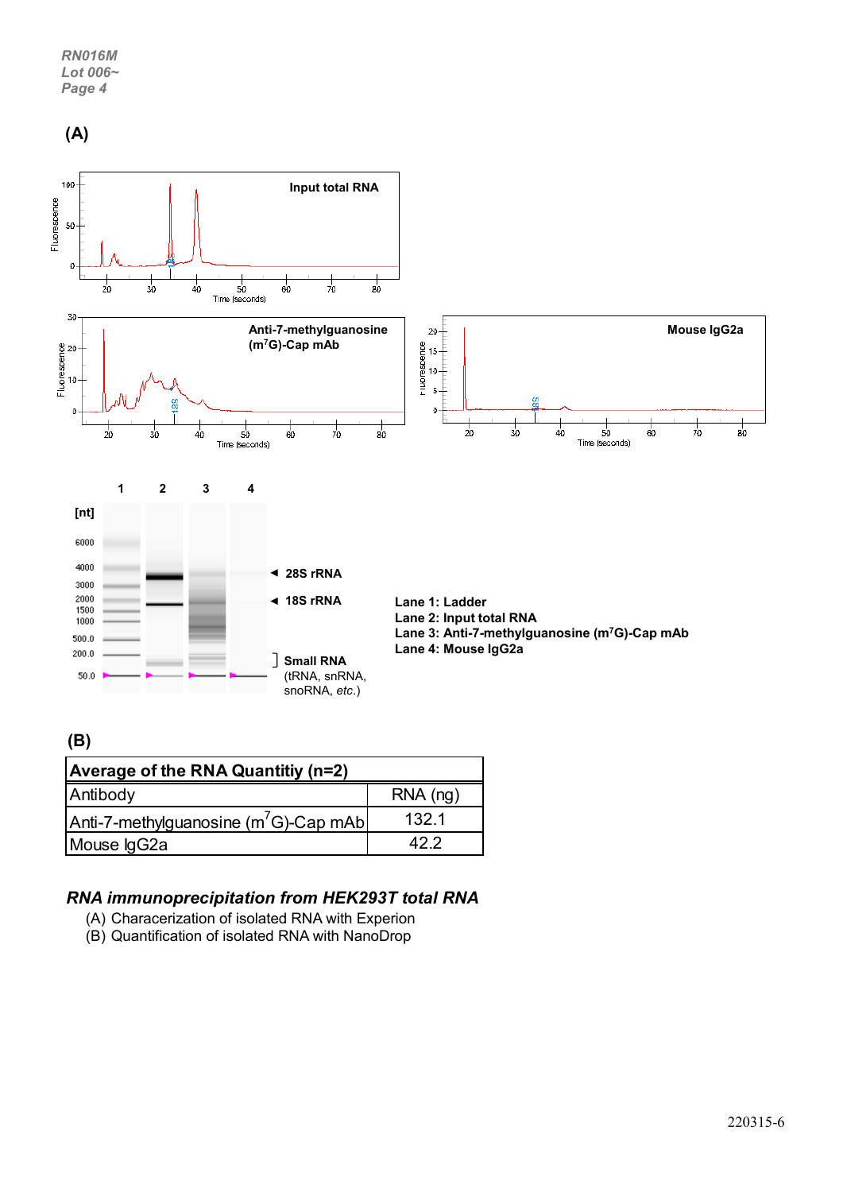RN016M
Lot 006~

(A)

Input total RNA

Fluorescence

100

50

0

20 30 40 50 60 70 80

Time (seconds)

Anti-7-methylguanosine ($m^7G$)-Cap mAb

Fluorescence

30

20

10

0

20 30 40 50 60 70 80

Time (seconds)

Mouse IgG2a

Fluorescence

20

15

10

5

0

20 30 40 50 60 70 80

Time (seconds)

1 2 3 4

[nt]

6000

4000

3000

2000

1500

1000

500.0

200.0

50.0

◄ 28S rRNA

◄ 18S rRNA

] Small RNA (tRNA, snRNA, snoRNA, *etc.*)

Lane 1: Ladder
Lane 2: Input total RNA
Lane 3: Anti-7-methylguanosine ($m^7G$)-Cap mAb
Lane 4: Mouse IgG2a

(B)

| Average of the RNA Quantitiy (n=2) | |
|---|---|
| Antibody | RNA (ng) |
| Anti-7-methylguanosine ($m^7G$)-Cap mAb | 132.1 |
| Mouse IgG2a | 42.2 |

***RNA immunoprecipitation from HEK293T total RNA***

(A) Characerization of isolated RNA with Experion
(B) Quantification of isolated RNA with NanoDrop

220315-6